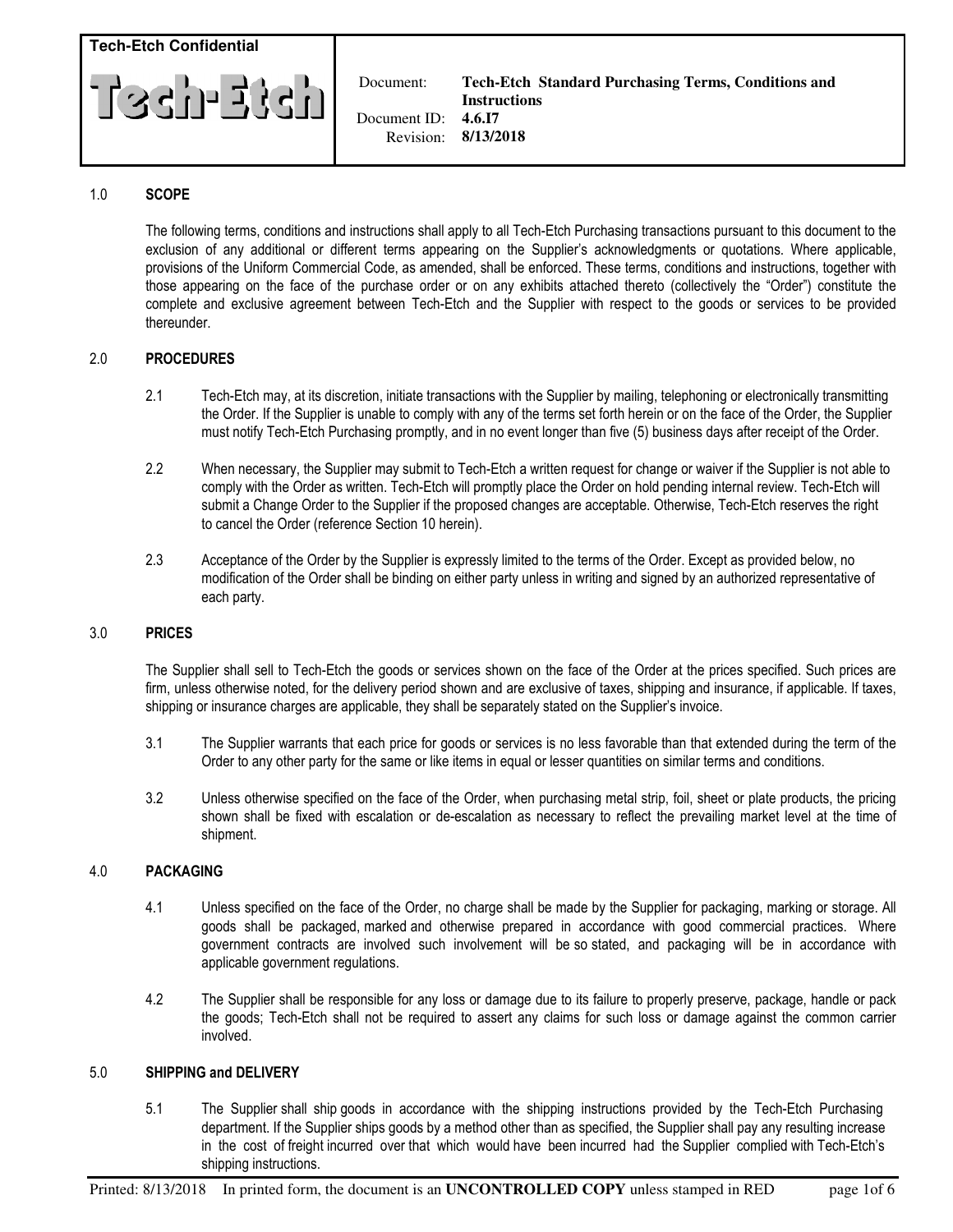**Tech-Etch Confidential**

**Tech-Etch**

Document: **Tech-Etch Standard Purchasing Terms, Conditions and Instructions**
Document ID: **4.6.I7**
Revision: **8/13/2018**

## 1.0 SCOPE

The following terms, conditions and instructions shall apply to all Tech-Etch Purchasing transactions pursuant to this document to the exclusion of any additional or different terms appearing on the Supplier's acknowledgments or quotations. Where applicable, provisions of the Uniform Commercial Code, as amended, shall be enforced. These terms, conditions and instructions, together with those appearing on the face of the purchase order or on any exhibits attached thereto (collectively the "Order") constitute the complete and exclusive agreement between Tech-Etch and the Supplier with respect to the goods or services to be provided thereunder.

## 2.0 PROCEDURES

2.1 Tech-Etch may, at its discretion, initiate transactions with the Supplier by mailing, telephoning or electronically transmitting the Order. If the Supplier is unable to comply with any of the terms set forth herein or on the face of the Order, the Supplier must notify Tech-Etch Purchasing promptly, and in no event longer than five (5) business days after receipt of the Order.

2.2 When necessary, the Supplier may submit to Tech-Etch a written request for change or waiver if the Supplier is not able to comply with the Order as written. Tech-Etch will promptly place the Order on hold pending internal review. Tech-Etch will submit a Change Order to the Supplier if the proposed changes are acceptable. Otherwise, Tech-Etch reserves the right to cancel the Order (reference Section 10 herein).

2.3 Acceptance of the Order by the Supplier is expressly limited to the terms of the Order. Except as provided below, no modification of the Order shall be binding on either party unless in writing and signed by an authorized representative of each party.

## 3.0 PRICES

The Supplier shall sell to Tech-Etch the goods or services shown on the face of the Order at the prices specified. Such prices are firm, unless otherwise noted, for the delivery period shown and are exclusive of taxes, shipping and insurance, if applicable. If taxes, shipping or insurance charges are applicable, they shall be separately stated on the Supplier's invoice.

3.1 The Supplier warrants that each price for goods or services is no less favorable than that extended during the term of the Order to any other party for the same or like items in equal or lesser quantities on similar terms and conditions.

3.2 Unless otherwise specified on the face of the Order, when purchasing metal strip, foil, sheet or plate products, the pricing shown shall be fixed with escalation or de-escalation as necessary to reflect the prevailing market level at the time of shipment.

## 4.0 PACKAGING

4.1 Unless specified on the face of the Order, no charge shall be made by the Supplier for packaging, marking or storage. All goods shall be packaged, marked and otherwise prepared in accordance with good commercial practices. Where government contracts are involved such involvement will be so stated, and packaging will be in accordance with applicable government regulations.

4.2 The Supplier shall be responsible for any loss or damage due to its failure to properly preserve, package, handle or pack the goods; Tech-Etch shall not be required to assert any claims for such loss or damage against the common carrier involved.

## 5.0 SHIPPING and DELIVERY

5.1 The Supplier shall ship goods in accordance with the shipping instructions provided by the Tech-Etch Purchasing department. If the Supplier ships goods by a method other than as specified, the Supplier shall pay any resulting increase in the cost of freight incurred over that which would have been incurred had the Supplier complied with Tech-Etch's shipping instructions.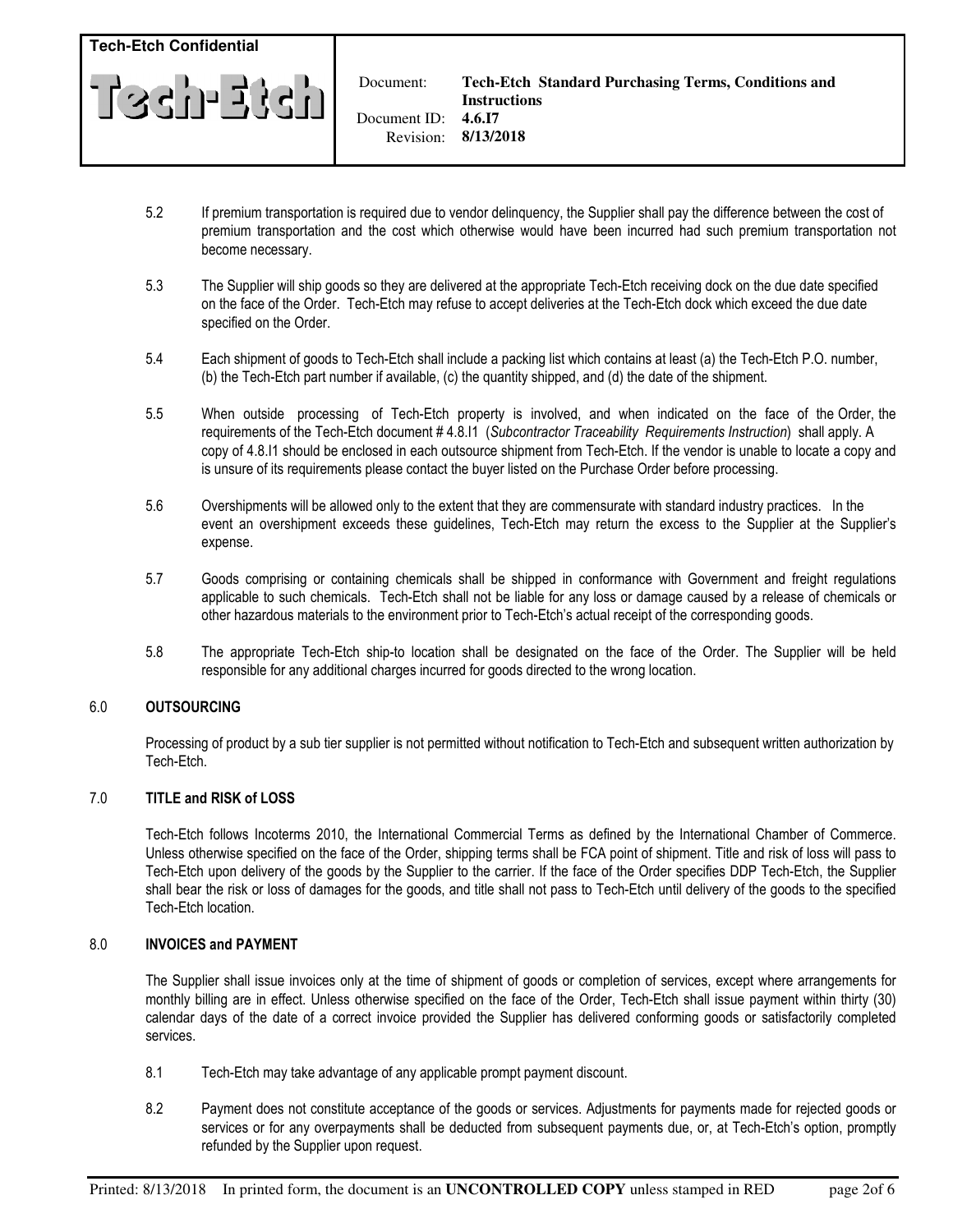5.2 If premium transportation is required due to vendor delinquency, the Supplier shall pay the difference between the cost of premium transportation and the cost which otherwise would have been incurred had such premium transportation not become necessary.

5.3 The Supplier will ship goods so they are delivered at the appropriate Tech-Etch receiving dock on the due date specified on the face of the Order. Tech-Etch may refuse to accept deliveries at the Tech-Etch dock which exceed the due date specified on the Order.

5.4 Each shipment of goods to Tech-Etch shall include a packing list which contains at least (a) the Tech-Etch P.O. number, (b) the Tech-Etch part number if available, (c) the quantity shipped, and (d) the date of the shipment.

5.5 When outside processing of Tech-Etch property is involved, and when indicated on the face of the Order, the requirements of the Tech-Etch document # 4.8.I1 (*Subcontractor Traceability Requirements Instruction*) shall apply. A copy of 4.8.I1 should be enclosed in each outsource shipment from Tech-Etch. If the vendor is unable to locate a copy and is unsure of its requirements please contact the buyer listed on the Purchase Order before processing.

5.6 Overshipments will be allowed only to the extent that they are commensurate with standard industry practices. In the event an overshipment exceeds these guidelines, Tech-Etch may return the excess to the Supplier at the Supplier's expense.

5.7 Goods comprising or containing chemicals shall be shipped in conformance with Government and freight regulations applicable to such chemicals. Tech-Etch shall not be liable for any loss or damage caused by a release of chemicals or other hazardous materials to the environment prior to Tech-Etch's actual receipt of the corresponding goods.

5.8 The appropriate Tech-Etch ship-to location shall be designated on the face of the Order. The Supplier will be held responsible for any additional charges incurred for goods directed to the wrong location.

## 6.0 OUTSOURCING

Processing of product by a sub tier supplier is not permitted without notification to Tech-Etch and subsequent written authorization by Tech-Etch.

## 7.0 TITLE and RISK of LOSS

Tech-Etch follows Incoterms 2010, the International Commercial Terms as defined by the International Chamber of Commerce. Unless otherwise specified on the face of the Order, shipping terms shall be FCA point of shipment. Title and risk of loss will pass to Tech-Etch upon delivery of the goods by the Supplier to the carrier. If the face of the Order specifies DDP Tech-Etch, the Supplier shall bear the risk or loss of damages for the goods, and title shall not pass to Tech-Etch until delivery of the goods to the specified Tech-Etch location.

## 8.0 INVOICES and PAYMENT

The Supplier shall issue invoices only at the time of shipment of goods or completion of services, except where arrangements for monthly billing are in effect. Unless otherwise specified on the face of the Order, Tech-Etch shall issue payment within thirty (30) calendar days of the date of a correct invoice provided the Supplier has delivered conforming goods or satisfactorily completed services.

8.1 Tech-Etch may take advantage of any applicable prompt payment discount.

8.2 Payment does not constitute acceptance of the goods or services. Adjustments for payments made for rejected goods or services or for any overpayments shall be deducted from subsequent payments due, or, at Tech-Etch's option, promptly refunded by the Supplier upon request.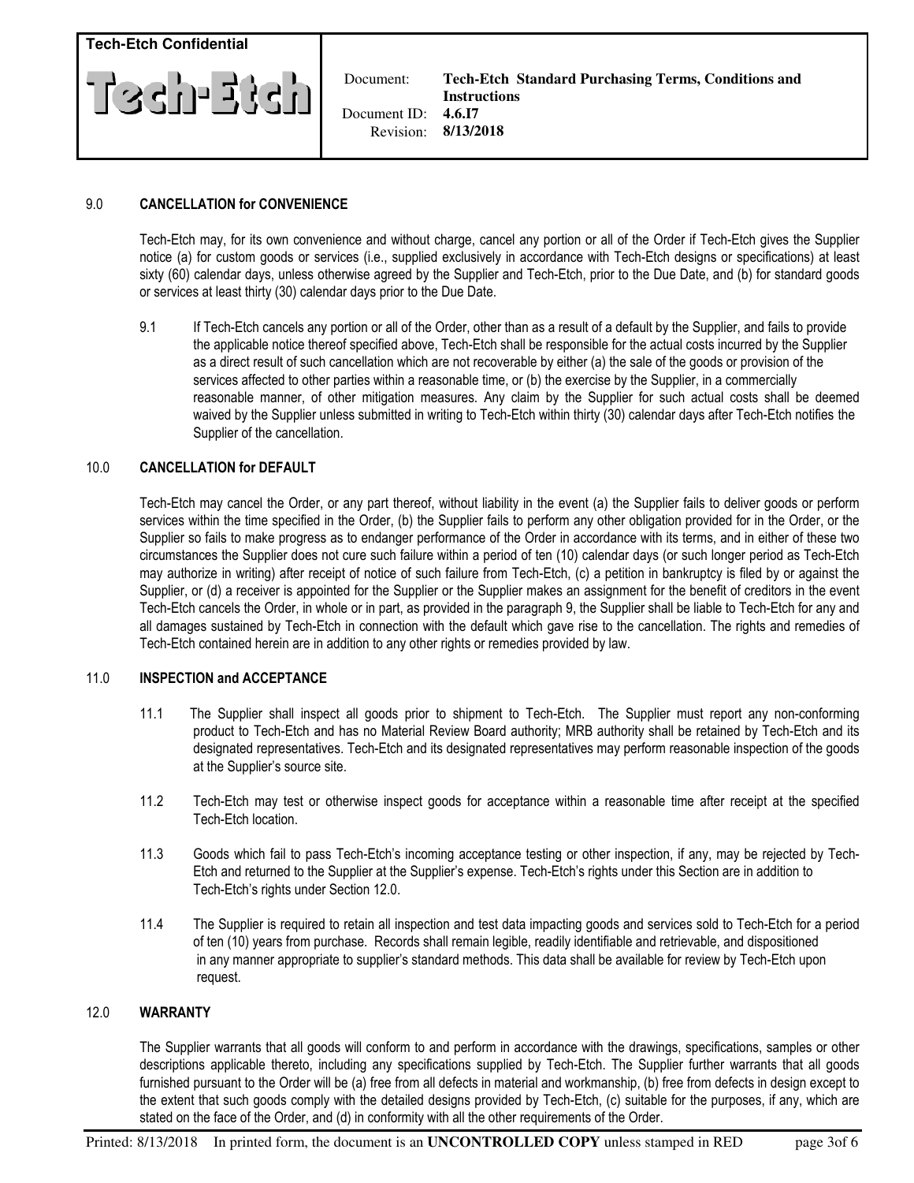## 9.0 CANCELLATION for CONVENIENCE

Tech-Etch may, for its own convenience and without charge, cancel any portion or all of the Order if Tech-Etch gives the Supplier notice (a) for custom goods or services (i.e., supplied exclusively in accordance with Tech-Etch designs or specifications) at least sixty (60) calendar days, unless otherwise agreed by the Supplier and Tech-Etch, prior to the Due Date, and (b) for standard goods or services at least thirty (30) calendar days prior to the Due Date.

9.1 If Tech-Etch cancels any portion or all of the Order, other than as a result of a default by the Supplier, and fails to provide the applicable notice thereof specified above, Tech-Etch shall be responsible for the actual costs incurred by the Supplier as a direct result of such cancellation which are not recoverable by either (a) the sale of the goods or provision of the services affected to other parties within a reasonable time, or (b) the exercise by the Supplier, in a commercially reasonable manner, of other mitigation measures. Any claim by the Supplier for such actual costs shall be deemed waived by the Supplier unless submitted in writing to Tech-Etch within thirty (30) calendar days after Tech-Etch notifies the Supplier of the cancellation.

## 10.0 CANCELLATION for DEFAULT

Tech-Etch may cancel the Order, or any part thereof, without liability in the event (a) the Supplier fails to deliver goods or perform services within the time specified in the Order, (b) the Supplier fails to perform any other obligation provided for in the Order, or the Supplier so fails to make progress as to endanger performance of the Order in accordance with its terms, and in either of these two circumstances the Supplier does not cure such failure within a period of ten (10) calendar days (or such longer period as Tech-Etch may authorize in writing) after receipt of notice of such failure from Tech-Etch, (c) a petition in bankruptcy is filed by or against the Supplier, or (d) a receiver is appointed for the Supplier or the Supplier makes an assignment for the benefit of creditors in the event Tech-Etch cancels the Order, in whole or in part, as provided in the paragraph 9, the Supplier shall be liable to Tech-Etch for any and all damages sustained by Tech-Etch in connection with the default which gave rise to the cancellation. The rights and remedies of Tech-Etch contained herein are in addition to any other rights or remedies provided by law.

## 11.0 INSPECTION and ACCEPTANCE

11.1 The Supplier shall inspect all goods prior to shipment to Tech-Etch. The Supplier must report any non-conforming product to Tech-Etch and has no Material Review Board authority; MRB authority shall be retained by Tech-Etch and its designated representatives. Tech-Etch and its designated representatives may perform reasonable inspection of the goods at the Supplier's source site.

11.2 Tech-Etch may test or otherwise inspect goods for acceptance within a reasonable time after receipt at the specified Tech-Etch location.

11.3 Goods which fail to pass Tech-Etch's incoming acceptance testing or other inspection, if any, may be rejected by Tech-Etch and returned to the Supplier at the Supplier's expense. Tech-Etch's rights under this Section are in addition to Tech-Etch's rights under Section 12.0.

11.4 The Supplier is required to retain all inspection and test data impacting goods and services sold to Tech-Etch for a period of ten (10) years from purchase. Records shall remain legible, readily identifiable and retrievable, and dispositioned in any manner appropriate to supplier's standard methods. This data shall be available for review by Tech-Etch upon request.

## 12.0 WARRANTY

The Supplier warrants that all goods will conform to and perform in accordance with the drawings, specifications, samples or other descriptions applicable thereto, including any specifications supplied by Tech-Etch. The Supplier further warrants that all goods furnished pursuant to the Order will be (a) free from all defects in material and workmanship, (b) free from defects in design except to the extent that such goods comply with the detailed designs provided by Tech-Etch, (c) suitable for the purposes, if any, which are stated on the face of the Order, and (d) in conformity with all the other requirements of the Order.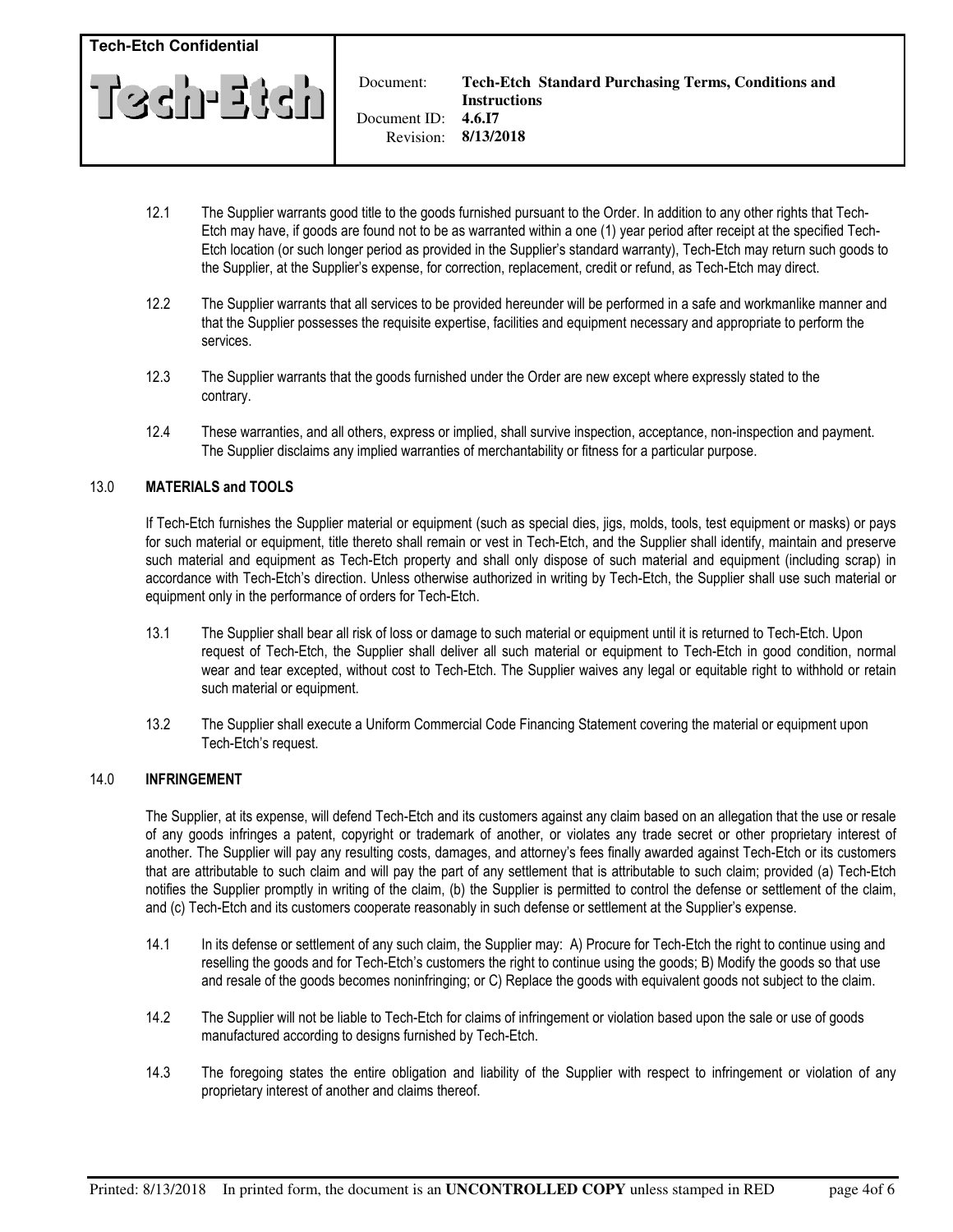12.1 The Supplier warrants good title to the goods furnished pursuant to the Order. In addition to any other rights that Tech-Etch may have, if goods are found not to be as warranted within a one (1) year period after receipt at the specified Tech-Etch location (or such longer period as provided in the Supplier's standard warranty), Tech-Etch may return such goods to the Supplier, at the Supplier's expense, for correction, replacement, credit or refund, as Tech-Etch may direct.

12.2 The Supplier warrants that all services to be provided hereunder will be performed in a safe and workmanlike manner and that the Supplier possesses the requisite expertise, facilities and equipment necessary and appropriate to perform the services.

12.3 The Supplier warrants that the goods furnished under the Order are new except where expressly stated to the contrary.

12.4 These warranties, and all others, express or implied, shall survive inspection, acceptance, non-inspection and payment. The Supplier disclaims any implied warranties of merchantability or fitness for a particular purpose.

## 13.0 MATERIALS and TOOLS

If Tech-Etch furnishes the Supplier material or equipment (such as special dies, jigs, molds, tools, test equipment or masks) or pays for such material or equipment, title thereto shall remain or vest in Tech-Etch, and the Supplier shall identify, maintain and preserve such material and equipment as Tech-Etch property and shall only dispose of such material and equipment (including scrap) in accordance with Tech-Etch's direction. Unless otherwise authorized in writing by Tech-Etch, the Supplier shall use such material or equipment only in the performance of orders for Tech-Etch.

13.1 The Supplier shall bear all risk of loss or damage to such material or equipment until it is returned to Tech-Etch. Upon request of Tech-Etch, the Supplier shall deliver all such material or equipment to Tech-Etch in good condition, normal wear and tear excepted, without cost to Tech-Etch. The Supplier waives any legal or equitable right to withhold or retain such material or equipment.

13.2 The Supplier shall execute a Uniform Commercial Code Financing Statement covering the material or equipment upon Tech-Etch's request.

## 14.0 INFRINGEMENT

The Supplier, at its expense, will defend Tech-Etch and its customers against any claim based on an allegation that the use or resale of any goods infringes a patent, copyright or trademark of another, or violates any trade secret or other proprietary interest of another. The Supplier will pay any resulting costs, damages, and attorney's fees finally awarded against Tech-Etch or its customers that are attributable to such claim and will pay the part of any settlement that is attributable to such claim; provided (a) Tech-Etch notifies the Supplier promptly in writing of the claim, (b) the Supplier is permitted to control the defense or settlement of the claim, and (c) Tech-Etch and its customers cooperate reasonably in such defense or settlement at the Supplier's expense.

14.1 In its defense or settlement of any such claim, the Supplier may: A) Procure for Tech-Etch the right to continue using and reselling the goods and for Tech-Etch's customers the right to continue using the goods; B) Modify the goods so that use and resale of the goods becomes noninfringing; or C) Replace the goods with equivalent goods not subject to the claim.

14.2 The Supplier will not be liable to Tech-Etch for claims of infringement or violation based upon the sale or use of goods manufactured according to designs furnished by Tech-Etch.

14.3 The foregoing states the entire obligation and liability of the Supplier with respect to infringement or violation of any proprietary interest of another and claims thereof.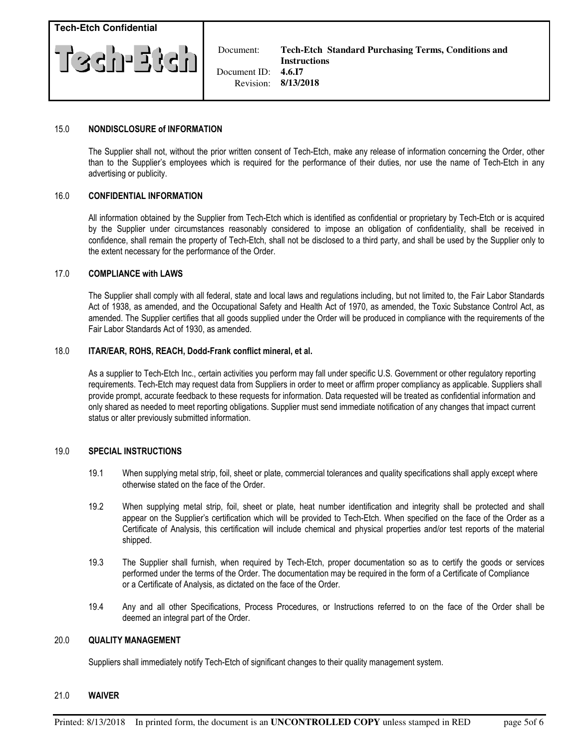## 15.0 NONDISCLOSURE of INFORMATION

The Supplier shall not, without the prior written consent of Tech-Etch, make any release of information concerning the Order, other than to the Supplier's employees which is required for the performance of their duties, nor use the name of Tech-Etch in any advertising or publicity.

## 16.0 CONFIDENTIAL INFORMATION

All information obtained by the Supplier from Tech-Etch which is identified as confidential or proprietary by Tech-Etch or is acquired by the Supplier under circumstances reasonably considered to impose an obligation of confidentiality, shall be received in confidence, shall remain the property of Tech-Etch, shall not be disclosed to a third party, and shall be used by the Supplier only to the extent necessary for the performance of the Order.

## 17.0 COMPLIANCE with LAWS

The Supplier shall comply with all federal, state and local laws and regulations including, but not limited to, the Fair Labor Standards Act of 1938, as amended, and the Occupational Safety and Health Act of 1970, as amended, the Toxic Substance Control Act, as amended. The Supplier certifies that all goods supplied under the Order will be produced in compliance with the requirements of the Fair Labor Standards Act of 1930, as amended.

## 18.0 ITAR/EAR, ROHS, REACH, Dodd-Frank conflict mineral, et al.

As a supplier to Tech-Etch Inc., certain activities you perform may fall under specific U.S. Government or other regulatory reporting requirements. Tech-Etch may request data from Suppliers in order to meet or affirm proper compliancy as applicable. Suppliers shall provide prompt, accurate feedback to these requests for information. Data requested will be treated as confidential information and only shared as needed to meet reporting obligations. Supplier must send immediate notification of any changes that impact current status or alter previously submitted information.

## 19.0 SPECIAL INSTRUCTIONS

19.1 When supplying metal strip, foil, sheet or plate, commercial tolerances and quality specifications shall apply except where otherwise stated on the face of the Order.

19.2 When supplying metal strip, foil, sheet or plate, heat number identification and integrity shall be protected and shall appear on the Supplier's certification which will be provided to Tech-Etch. When specified on the face of the Order as a Certificate of Analysis, this certification will include chemical and physical properties and/or test reports of the material shipped.

19.3 The Supplier shall furnish, when required by Tech-Etch, proper documentation so as to certify the goods or services performed under the terms of the Order. The documentation may be required in the form of a Certificate of Compliance or a Certificate of Analysis, as dictated on the face of the Order.

19.4 Any and all other Specifications, Process Procedures, or Instructions referred to on the face of the Order shall be deemed an integral part of the Order.

## 20.0 QUALITY MANAGEMENT

Suppliers shall immediately notify Tech-Etch of significant changes to their quality management system.

## 21.0 WAIVER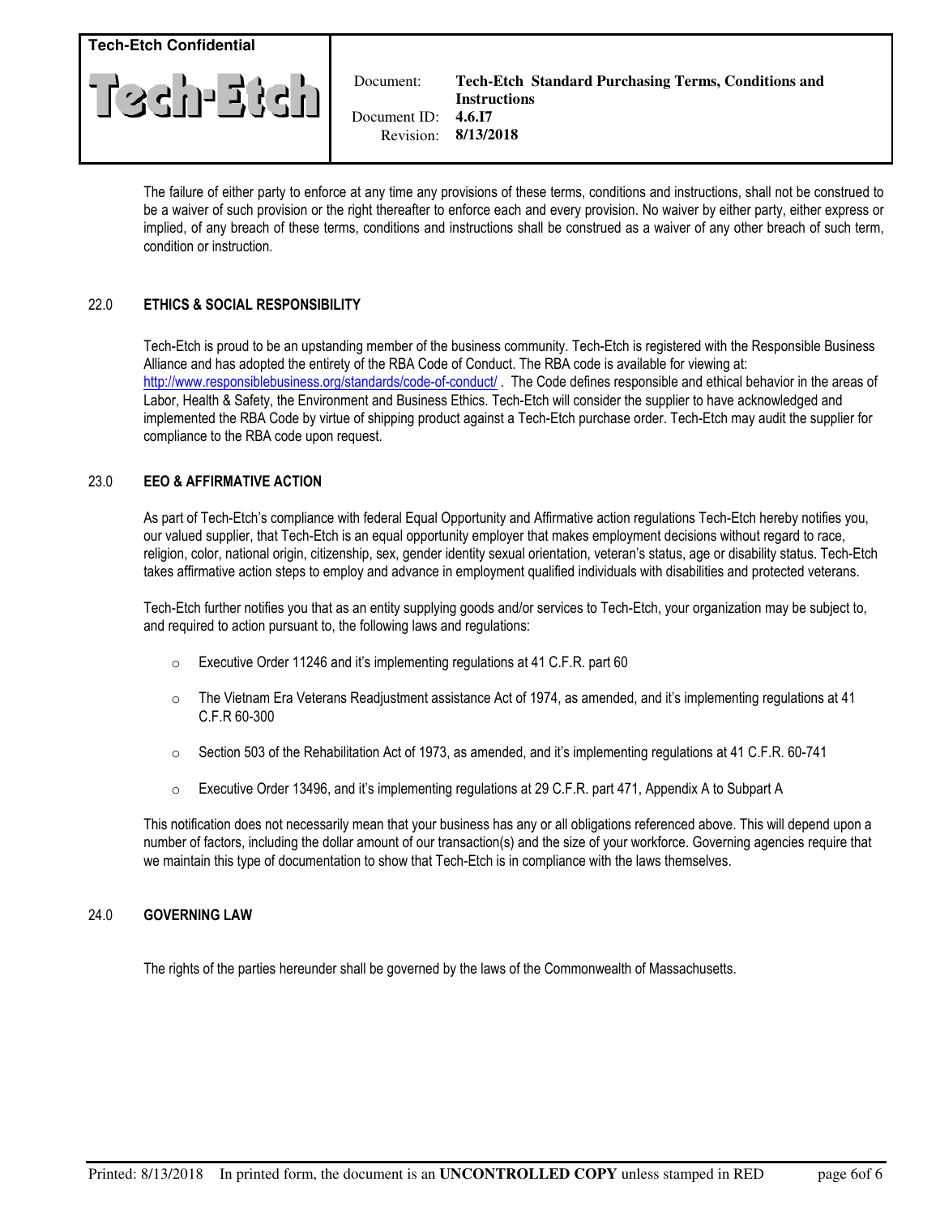The failure of either party to enforce at any time any provisions of these terms, conditions and instructions, shall not be construed to be a waiver of such provision or the right thereafter to enforce each and every provision. No waiver by either party, either express or implied, of any breach of these terms, conditions and instructions shall be construed as a waiver of any other breach of such term, condition or instruction.

## 22.0 ETHICS & SOCIAL RESPONSIBILITY

Tech-Etch is proud to be an upstanding member of the business community. Tech-Etch is registered with the Responsible Business Alliance and has adopted the entirety of the RBA Code of Conduct. The RBA code is available for viewing at: http://www.responsiblebusiness.org/standards/code-of-conduct/ . The Code defines responsible and ethical behavior in the areas of Labor, Health & Safety, the Environment and Business Ethics. Tech-Etch will consider the supplier to have acknowledged and implemented the RBA Code by virtue of shipping product against a Tech-Etch purchase order. Tech-Etch may audit the supplier for compliance to the RBA code upon request.

## 23.0 EEO & AFFIRMATIVE ACTION

As part of Tech-Etch's compliance with federal Equal Opportunity and Affirmative action regulations Tech-Etch hereby notifies you, our valued supplier, that Tech-Etch is an equal opportunity employer that makes employment decisions without regard to race, religion, color, national origin, citizenship, sex, gender identity sexual orientation, veteran's status, age or disability status. Tech-Etch takes affirmative action steps to employ and advance in employment qualified individuals with disabilities and protected veterans.

Tech-Etch further notifies you that as an entity supplying goods and/or services to Tech-Etch, your organization may be subject to, and required to action pursuant to, the following laws and regulations:

- Executive Order 11246 and it's implementing regulations at 41 C.F.R. part 60
- The Vietnam Era Veterans Readjustment assistance Act of 1974, as amended, and it's implementing regulations at 41 C.F.R 60-300
- Section 503 of the Rehabilitation Act of 1973, as amended, and it's implementing regulations at 41 C.F.R. 60-741
- Executive Order 13496, and it's implementing regulations at 29 C.F.R. part 471, Appendix A to Subpart A

This notification does not necessarily mean that your business has any or all obligations referenced above. This will depend upon a number of factors, including the dollar amount of our transaction(s) and the size of your workforce. Governing agencies require that we maintain this type of documentation to show that Tech-Etch is in compliance with the laws themselves.

## 24.0 GOVERNING LAW

The rights of the parties hereunder shall be governed by the laws of the Commonwealth of Massachusetts.